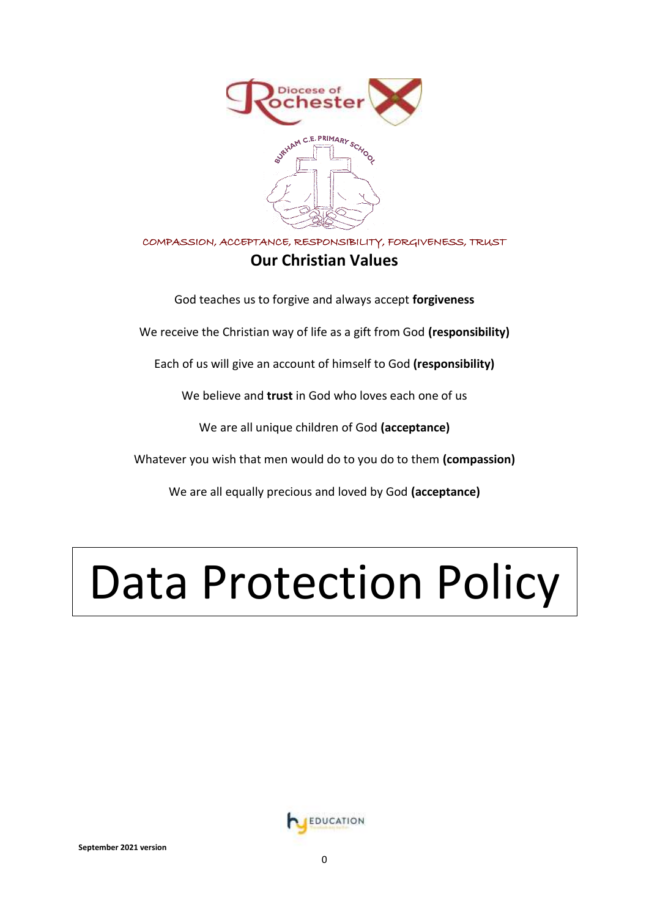Diocese of Rochester

BURHAM C.E. PRIMARY SCHOOL

COMPASSION, ACCEPTANCE, RESPONSIBILITY, FORGIVENESS, TRUST

## Our Christian Values

God teaches us to forgive and always accept **forgiveness**

We receive the Christian way of life as a gift from God **(responsibility)**

Each of us will give an account of himself to God **(responsibility)**

We believe and **trust** in God who loves each one of us

We are all unique children of God **(acceptance)**

Whatever you wish that men would do to you do to them **(compassion)**

We are all equally precious and loved by God **(acceptance)**

# Data Protection Policy

EDUCATION

**September 2021 version**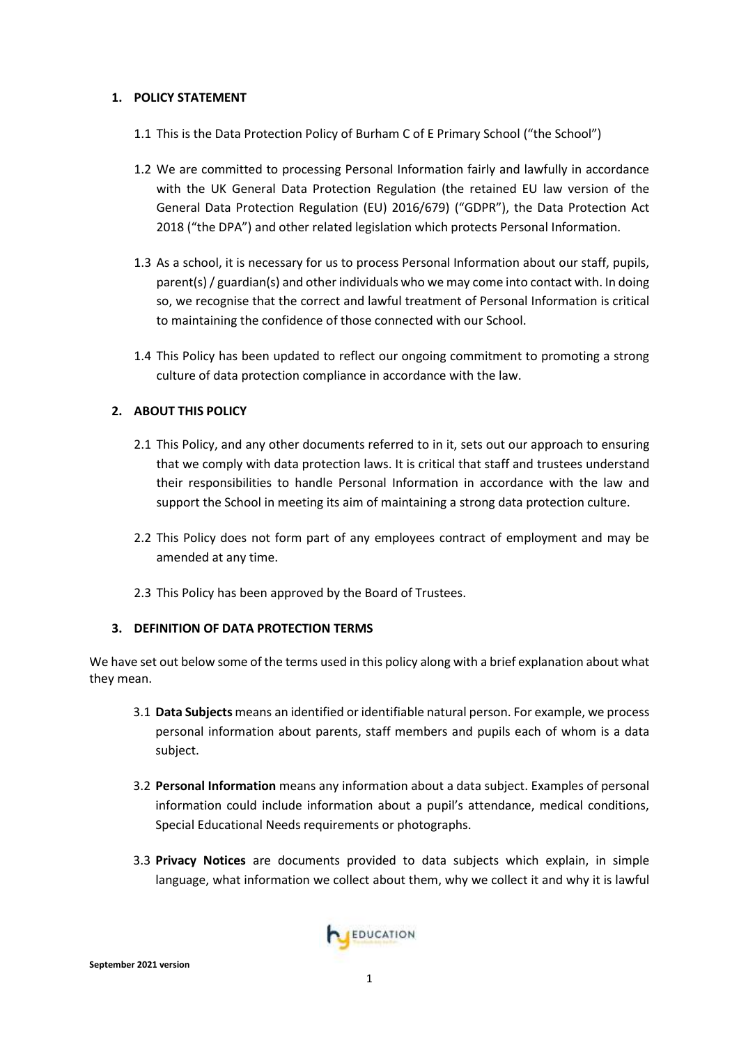## 1. POLICY STATEMENT

1.1 This is the Data Protection Policy of Burham C of E Primary School ("the School")

1.2 We are committed to processing Personal Information fairly and lawfully in accordance with the UK General Data Protection Regulation (the retained EU law version of the General Data Protection Regulation (EU) 2016/679) ("GDPR"), the Data Protection Act 2018 ("the DPA") and other related legislation which protects Personal Information.

1.3 As a school, it is necessary for us to process Personal Information about our staff, pupils, parent(s) / guardian(s) and other individuals who we may come into contact with. In doing so, we recognise that the correct and lawful treatment of Personal Information is critical to maintaining the confidence of those connected with our School.

1.4 This Policy has been updated to reflect our ongoing commitment to promoting a strong culture of data protection compliance in accordance with the law.

## 2. ABOUT THIS POLICY

2.1 This Policy, and any other documents referred to in it, sets out our approach to ensuring that we comply with data protection laws. It is critical that staff and trustees understand their responsibilities to handle Personal Information in accordance with the law and support the School in meeting its aim of maintaining a strong data protection culture.

2.2 This Policy does not form part of any employees contract of employment and may be amended at any time.

2.3 This Policy has been approved by the Board of Trustees.

## 3. DEFINITION OF DATA PROTECTION TERMS

We have set out below some of the terms used in this policy along with a brief explanation about what they mean.

3.1 **Data Subjects** means an identified or identifiable natural person. For example, we process personal information about parents, staff members and pupils each of whom is a data subject.

3.2 **Personal Information** means any information about a data subject. Examples of personal information could include information about a pupil's attendance, medical conditions, Special Educational Needs requirements or photographs.

3.3 **Privacy Notices** are documents provided to data subjects which explain, in simple language, what information we collect about them, why we collect it and why it is lawful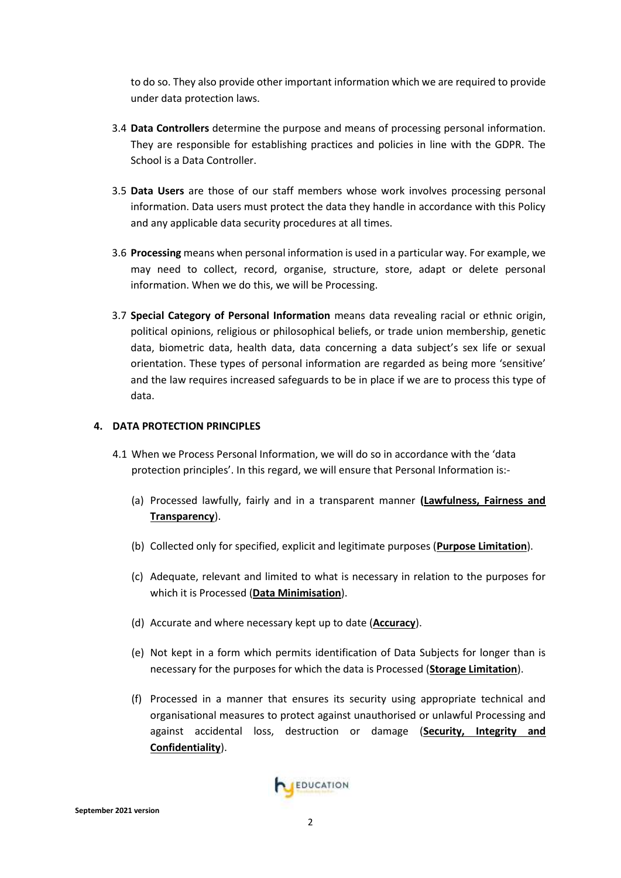to do so. They also provide other important information which we are required to provide under data protection laws.

3.4 **Data Controllers** determine the purpose and means of processing personal information. They are responsible for establishing practices and policies in line with the GDPR. The School is a Data Controller.

3.5 **Data Users** are those of our staff members whose work involves processing personal information. Data users must protect the data they handle in accordance with this Policy and any applicable data security procedures at all times.

3.6 **Processing** means when personal information is used in a particular way. For example, we may need to collect, record, organise, structure, store, adapt or delete personal information. When we do this, we will be Processing.

3.7 **Special Category of Personal Information** means data revealing racial or ethnic origin, political opinions, religious or philosophical beliefs, or trade union membership, genetic data, biometric data, health data, data concerning a data subject's sex life or sexual orientation. These types of personal information are regarded as being more 'sensitive' and the law requires increased safeguards to be in place if we are to process this type of data.

## 4. DATA PROTECTION PRINCIPLES

4.1 When we Process Personal Information, we will do so in accordance with the 'data protection principles'. In this regard, we will ensure that Personal Information is:-

(a) Processed lawfully, fairly and in a transparent manner **(Lawfulness, Fairness and Transparency**).

(b) Collected only for specified, explicit and legitimate purposes (**Purpose Limitation**).

(c) Adequate, relevant and limited to what is necessary in relation to the purposes for which it is Processed (**Data Minimisation**).

(d) Accurate and where necessary kept up to date (**Accuracy**).

(e) Not kept in a form which permits identification of Data Subjects for longer than is necessary for the purposes for which the data is Processed (**Storage Limitation**).

(f) Processed in a manner that ensures its security using appropriate technical and organisational measures to protect against unauthorised or unlawful Processing and against accidental loss, destruction or damage (**Security, Integrity and Confidentiality**).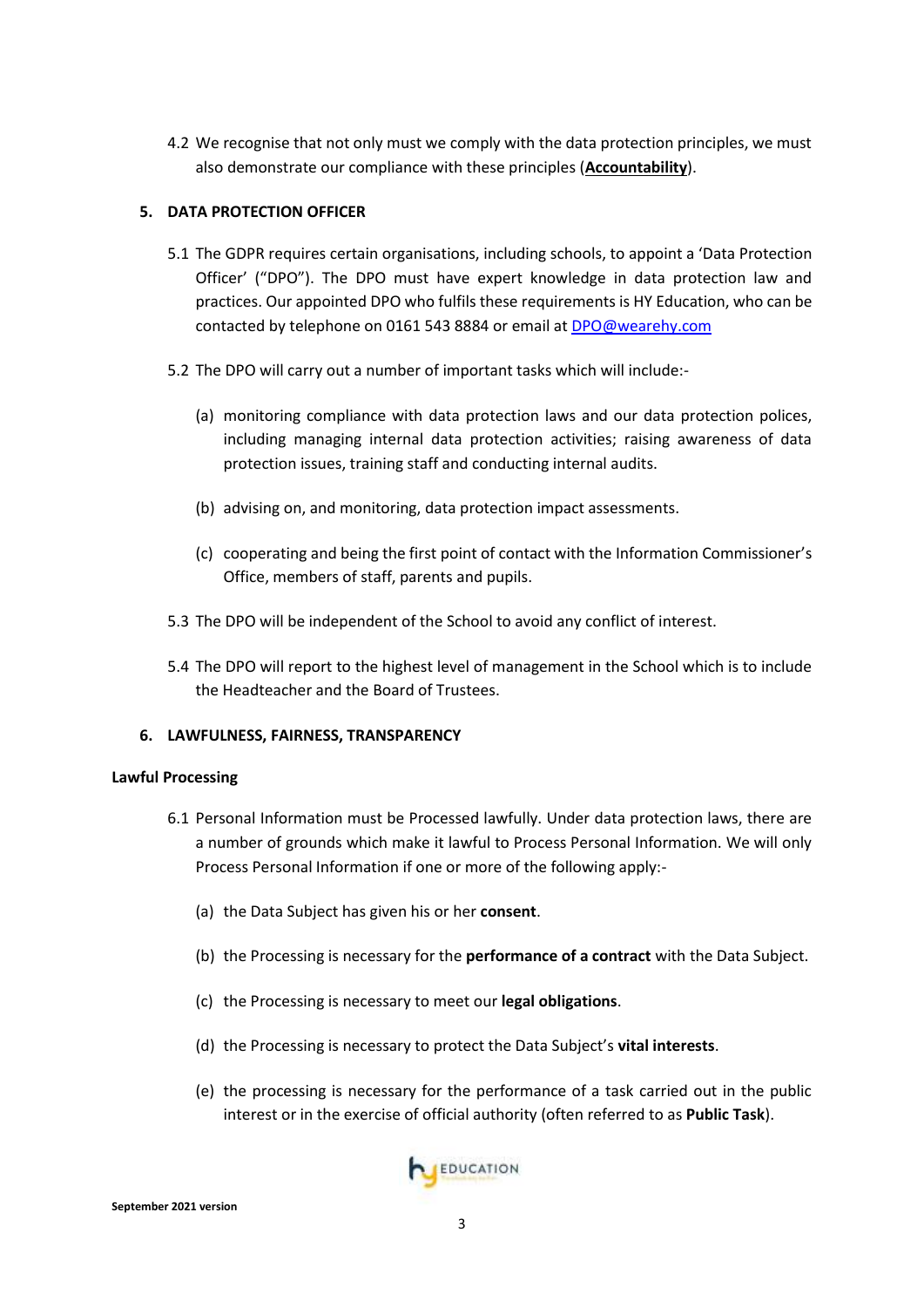4.2 We recognise that not only must we comply with the data protection principles, we must also demonstrate our compliance with these principles (**Accountability**).

## 5. DATA PROTECTION OFFICER

5.1 The GDPR requires certain organisations, including schools, to appoint a 'Data Protection Officer' ("DPO"). The DPO must have expert knowledge in data protection law and practices. Our appointed DPO who fulfils these requirements is HY Education, who can be contacted by telephone on 0161 543 8884 or email at DPO@wearehy.com

5.2 The DPO will carry out a number of important tasks which will include:-

(a) monitoring compliance with data protection laws and our data protection polices, including managing internal data protection activities; raising awareness of data protection issues, training staff and conducting internal audits.

(b) advising on, and monitoring, data protection impact assessments.

(c) cooperating and being the first point of contact with the Information Commissioner's Office, members of staff, parents and pupils.

5.3 The DPO will be independent of the School to avoid any conflict of interest.

5.4 The DPO will report to the highest level of management in the School which is to include the Headteacher and the Board of Trustees.

## 6. LAWFULNESS, FAIRNESS, TRANSPARENCY

### Lawful Processing

6.1 Personal Information must be Processed lawfully. Under data protection laws, there are a number of grounds which make it lawful to Process Personal Information. We will only Process Personal Information if one or more of the following apply:-

(a) the Data Subject has given his or her **consent**.

(b) the Processing is necessary for the **performance of a contract** with the Data Subject.

(c) the Processing is necessary to meet our **legal obligations**.

(d) the Processing is necessary to protect the Data Subject's **vital interests**.

(e) the processing is necessary for the performance of a task carried out in the public interest or in the exercise of official authority (often referred to as **Public Task**).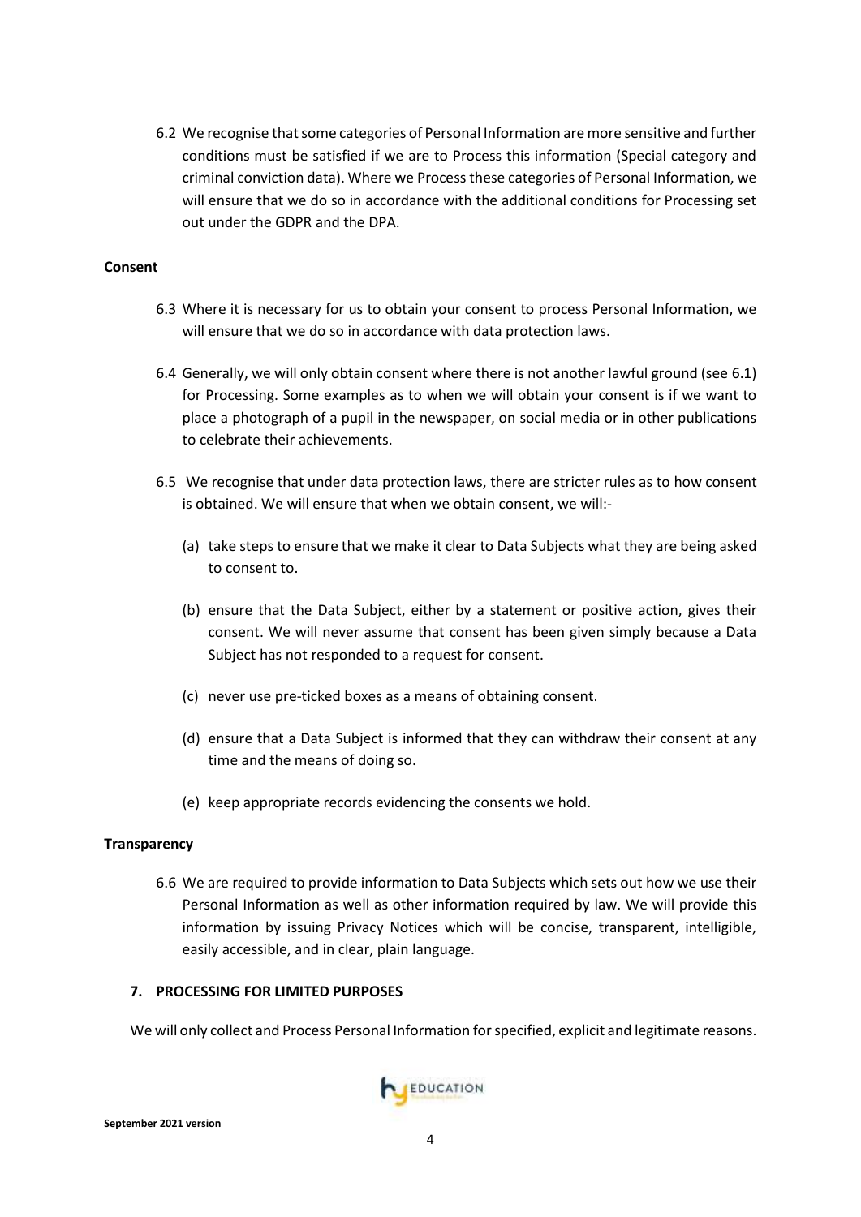6.2 We recognise that some categories of Personal Information are more sensitive and further conditions must be satisfied if we are to Process this information (Special category and criminal conviction data). Where we Process these categories of Personal Information, we will ensure that we do so in accordance with the additional conditions for Processing set out under the GDPR and the DPA.

**Consent**

6.3 Where it is necessary for us to obtain your consent to process Personal Information, we will ensure that we do so in accordance with data protection laws.

6.4 Generally, we will only obtain consent where there is not another lawful ground (see 6.1) for Processing. Some examples as to when we will obtain your consent is if we want to place a photograph of a pupil in the newspaper, on social media or in other publications to celebrate their achievements.

6.5 We recognise that under data protection laws, there are stricter rules as to how consent is obtained. We will ensure that when we obtain consent, we will:-

(a) take steps to ensure that we make it clear to Data Subjects what they are being asked to consent to.

(b) ensure that the Data Subject, either by a statement or positive action, gives their consent. We will never assume that consent has been given simply because a Data Subject has not responded to a request for consent.

(c) never use pre-ticked boxes as a means of obtaining consent.

(d) ensure that a Data Subject is informed that they can withdraw their consent at any time and the means of doing so.

(e) keep appropriate records evidencing the consents we hold.

**Transparency**

6.6 We are required to provide information to Data Subjects which sets out how we use their Personal Information as well as other information required by law. We will provide this information by issuing Privacy Notices which will be concise, transparent, intelligible, easily accessible, and in clear, plain language.

## 7. PROCESSING FOR LIMITED PURPOSES

We will only collect and Process Personal Information for specified, explicit and legitimate reasons.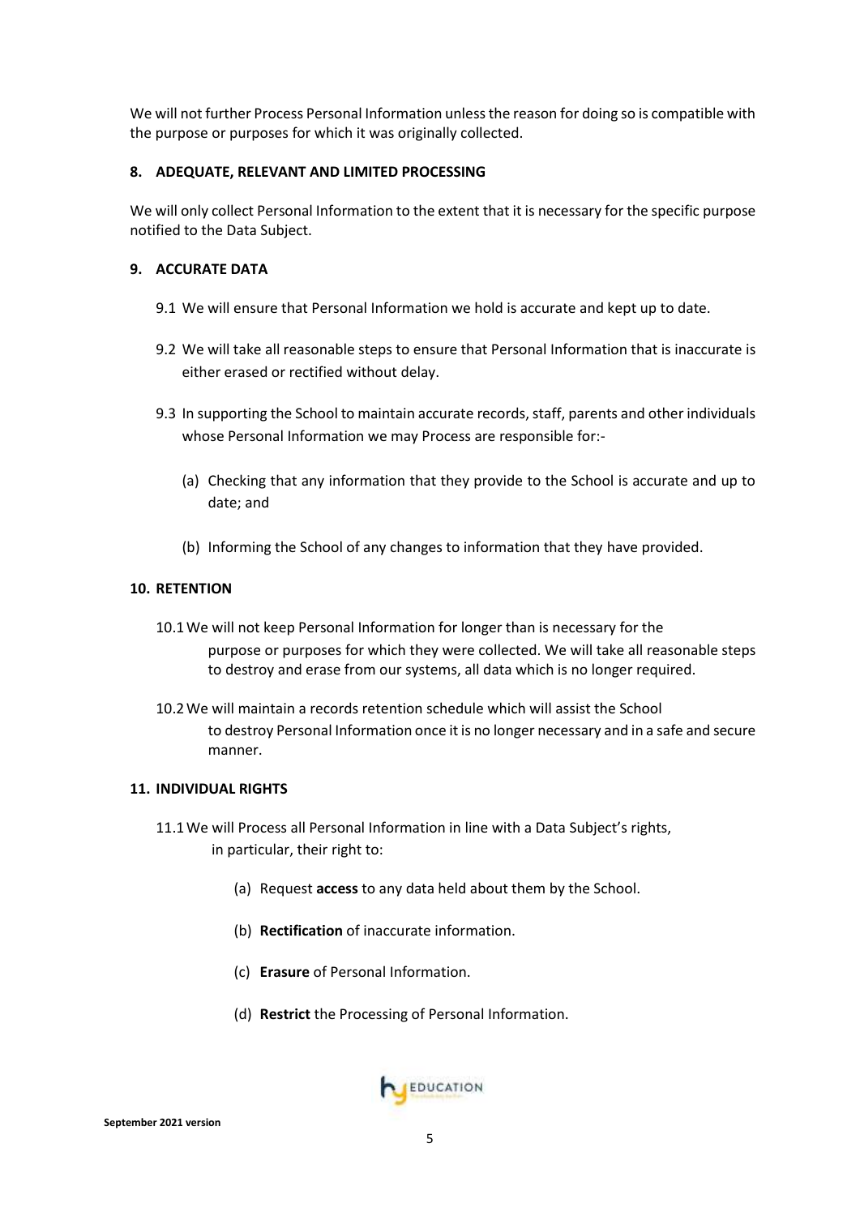We will not further Process Personal Information unless the reason for doing so is compatible with the purpose or purposes for which it was originally collected.

## 8. ADEQUATE, RELEVANT AND LIMITED PROCESSING

We will only collect Personal Information to the extent that it is necessary for the specific purpose notified to the Data Subject.

## 9. ACCURATE DATA

9.1 We will ensure that Personal Information we hold is accurate and kept up to date.

9.2 We will take all reasonable steps to ensure that Personal Information that is inaccurate is either erased or rectified without delay.

9.3 In supporting the School to maintain accurate records, staff, parents and other individuals whose Personal Information we may Process are responsible for:-

(a) Checking that any information that they provide to the School is accurate and up to date; and

(b) Informing the School of any changes to information that they have provided.

## 10. RETENTION

10.1 We will not keep Personal Information for longer than is necessary for the purpose or purposes for which they were collected. We will take all reasonable steps to destroy and erase from our systems, all data which is no longer required.

10.2 We will maintain a records retention schedule which will assist the School to destroy Personal Information once it is no longer necessary and in a safe and secure manner.

## 11. INDIVIDUAL RIGHTS

11.1 We will Process all Personal Information in line with a Data Subject's rights, in particular, their right to:

(a) Request **access** to any data held about them by the School.

(b) **Rectification** of inaccurate information.

(c) **Erasure** of Personal Information.

(d) **Restrict** the Processing of Personal Information.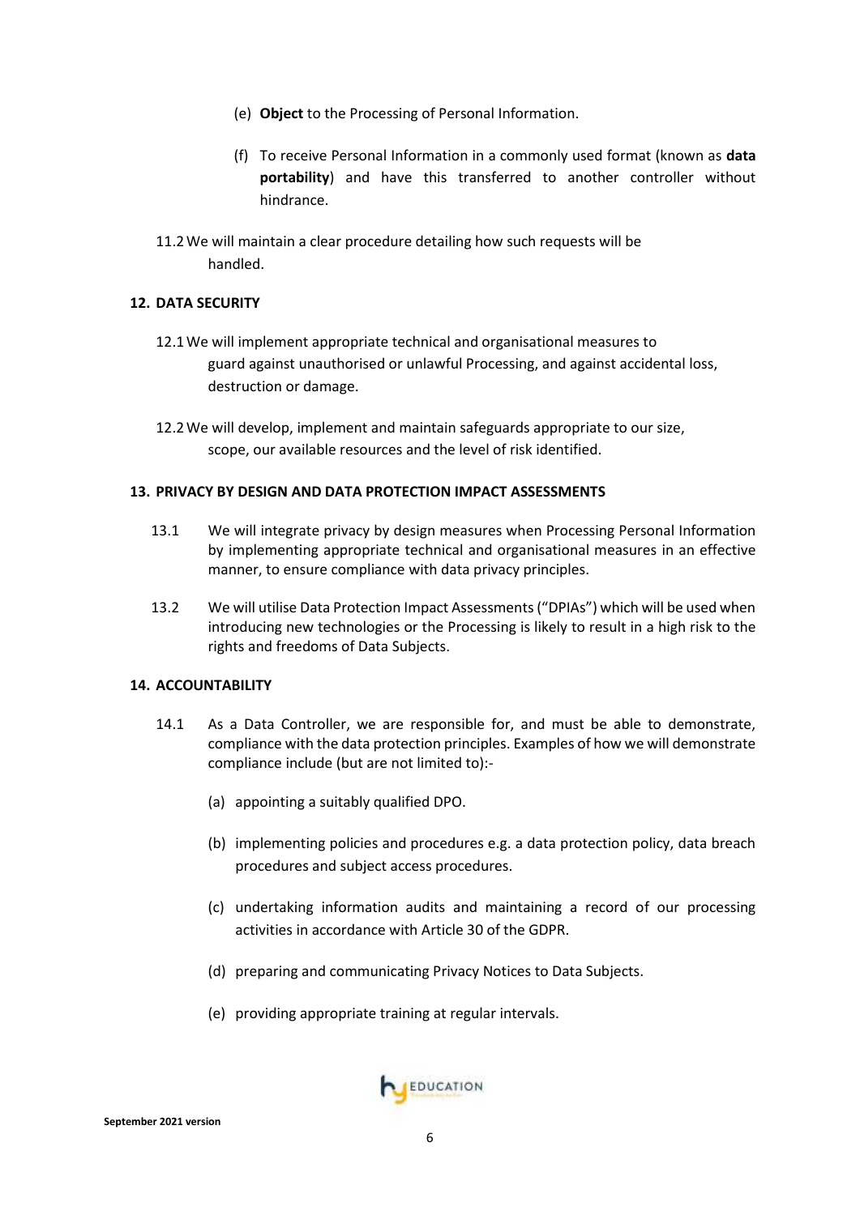(e) **Object** to the Processing of Personal Information.

(f) To receive Personal Information in a commonly used format (known as **data portability**) and have this transferred to another controller without hindrance.

11.2 We will maintain a clear procedure detailing how such requests will be handled.

## 12. DATA SECURITY

12.1 We will implement appropriate technical and organisational measures to guard against unauthorised or unlawful Processing, and against accidental loss, destruction or damage.

12.2 We will develop, implement and maintain safeguards appropriate to our size, scope, our available resources and the level of risk identified.

## 13. PRIVACY BY DESIGN AND DATA PROTECTION IMPACT ASSESSMENTS

13.1 We will integrate privacy by design measures when Processing Personal Information by implementing appropriate technical and organisational measures in an effective manner, to ensure compliance with data privacy principles.

13.2 We will utilise Data Protection Impact Assessments ("DPIAs") which will be used when introducing new technologies or the Processing is likely to result in a high risk to the rights and freedoms of Data Subjects.

## 14. ACCOUNTABILITY

14.1 As a Data Controller, we are responsible for, and must be able to demonstrate, compliance with the data protection principles. Examples of how we will demonstrate compliance include (but are not limited to):-

(a) appointing a suitably qualified DPO.

(b) implementing policies and procedures e.g. a data protection policy, data breach procedures and subject access procedures.

(c) undertaking information audits and maintaining a record of our processing activities in accordance with Article 30 of the GDPR.

(d) preparing and communicating Privacy Notices to Data Subjects.

(e) providing appropriate training at regular intervals.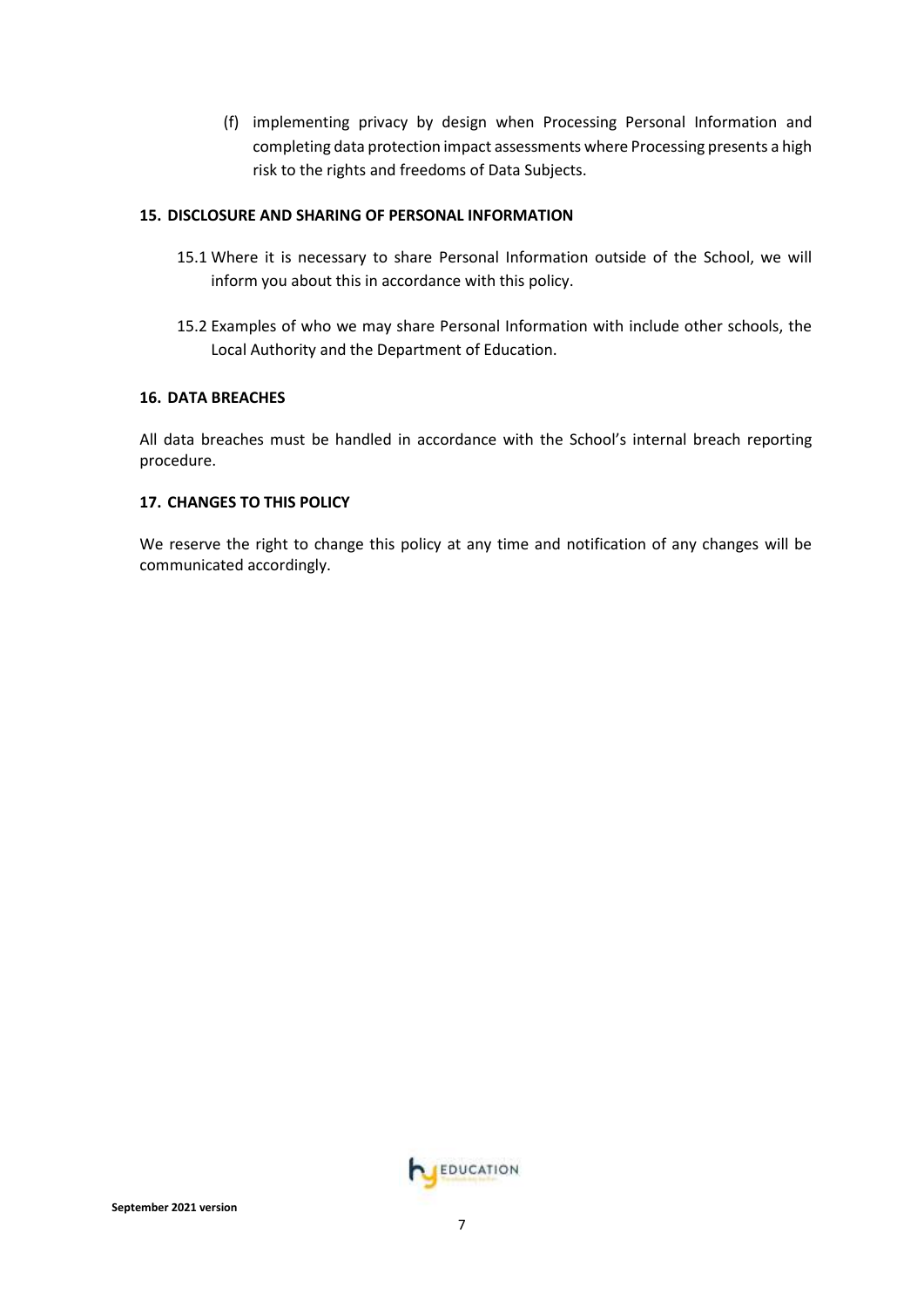(f) implementing privacy by design when Processing Personal Information and completing data protection impact assessments where Processing presents a high risk to the rights and freedoms of Data Subjects.

## 15. DISCLOSURE AND SHARING OF PERSONAL INFORMATION

15.1 Where it is necessary to share Personal Information outside of the School, we will inform you about this in accordance with this policy.

15.2 Examples of who we may share Personal Information with include other schools, the Local Authority and the Department of Education.

## 16. DATA BREACHES

All data breaches must be handled in accordance with the School's internal breach reporting procedure.

## 17. CHANGES TO THIS POLICY

We reserve the right to change this policy at any time and notification of any changes will be communicated accordingly.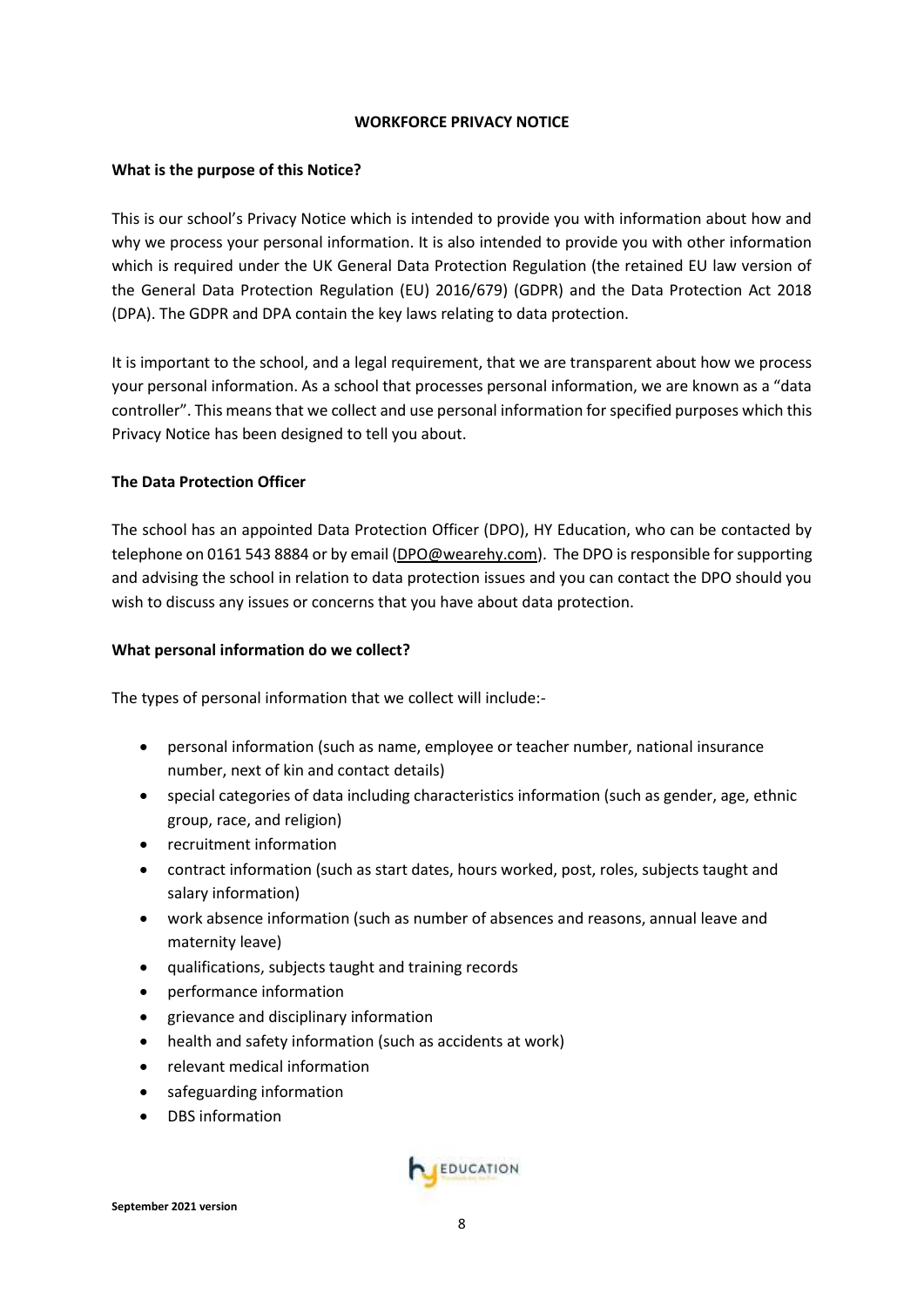# WORKFORCE PRIVACY NOTICE

## What is the purpose of this Notice?

This is our school's Privacy Notice which is intended to provide you with information about how and why we process your personal information. It is also intended to provide you with other information which is required under the UK General Data Protection Regulation (the retained EU law version of the General Data Protection Regulation (EU) 2016/679) (GDPR) and the Data Protection Act 2018 (DPA). The GDPR and DPA contain the key laws relating to data protection.

It is important to the school, and a legal requirement, that we are transparent about how we process your personal information. As a school that processes personal information, we are known as a "data controller". This means that we collect and use personal information for specified purposes which this Privacy Notice has been designed to tell you about.

## The Data Protection Officer

The school has an appointed Data Protection Officer (DPO), HY Education, who can be contacted by telephone on 0161 543 8884 or by email (DPO@wearehy.com). The DPO is responsible for supporting and advising the school in relation to data protection issues and you can contact the DPO should you wish to discuss any issues or concerns that you have about data protection.

## What personal information do we collect?

The types of personal information that we collect will include:-

- personal information (such as name, employee or teacher number, national insurance number, next of kin and contact details)
- special categories of data including characteristics information (such as gender, age, ethnic group, race, and religion)
- recruitment information
- contract information (such as start dates, hours worked, post, roles, subjects taught and salary information)
- work absence information (such as number of absences and reasons, annual leave and maternity leave)
- qualifications, subjects taught and training records
- performance information
- grievance and disciplinary information
- health and safety information (such as accidents at work)
- relevant medical information
- safeguarding information
- DBS information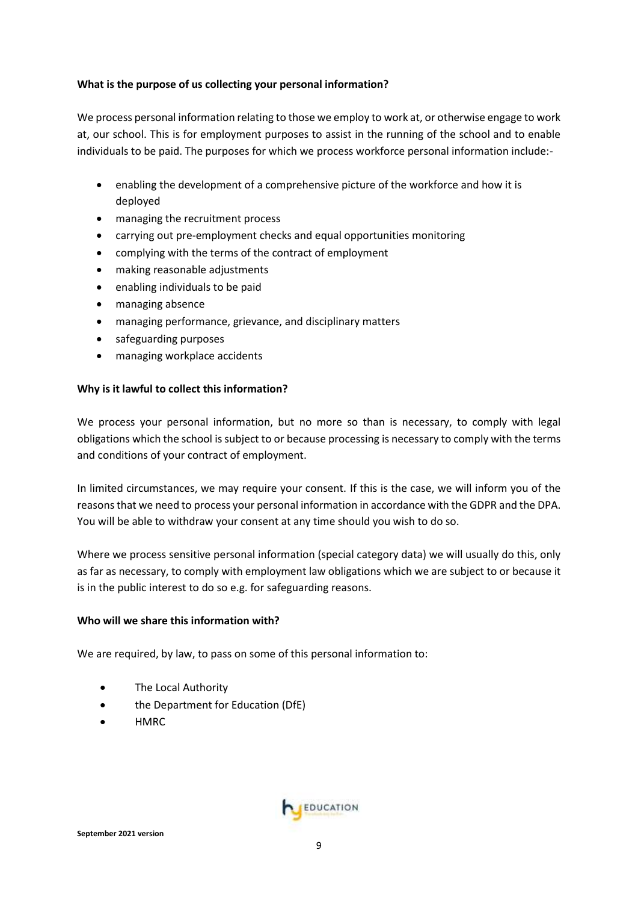**What is the purpose of us collecting your personal information?**

We process personal information relating to those we employ to work at, or otherwise engage to work at, our school. This is for employment purposes to assist in the running of the school and to enable individuals to be paid. The purposes for which we process workforce personal information include:-

- enabling the development of a comprehensive picture of the workforce and how it is deployed
- managing the recruitment process
- carrying out pre-employment checks and equal opportunities monitoring
- complying with the terms of the contract of employment
- making reasonable adjustments
- enabling individuals to be paid
- managing absence
- managing performance, grievance, and disciplinary matters
- safeguarding purposes
- managing workplace accidents

**Why is it lawful to collect this information?**

We process your personal information, but no more so than is necessary, to comply with legal obligations which the school is subject to or because processing is necessary to comply with the terms and conditions of your contract of employment.

In limited circumstances, we may require your consent. If this is the case, we will inform you of the reasons that we need to process your personal information in accordance with the GDPR and the DPA. You will be able to withdraw your consent at any time should you wish to do so.

Where we process sensitive personal information (special category data) we will usually do this, only as far as necessary, to comply with employment law obligations which we are subject to or because it is in the public interest to do so e.g. for safeguarding reasons.

**Who will we share this information with?**

We are required, by law, to pass on some of this personal information to:

- The Local Authority
- the Department for Education (DfE)
- HMRC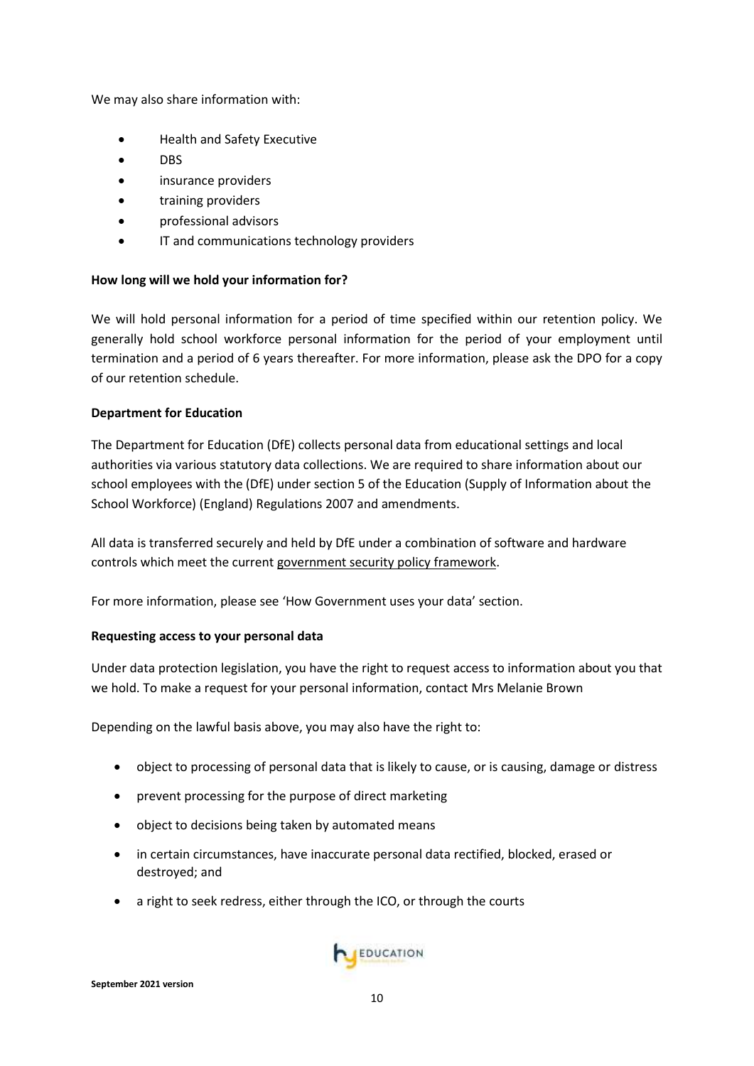We may also share information with:

- Health and Safety Executive
- DBS
- insurance providers
- training providers
- professional advisors
- IT and communications technology providers

**How long will we hold your information for?**

We will hold personal information for a period of time specified within our retention policy. We generally hold school workforce personal information for the period of your employment until termination and a period of 6 years thereafter. For more information, please ask the DPO for a copy of our retention schedule.

**Department for Education**

The Department for Education (DfE) collects personal data from educational settings and local authorities via various statutory data collections. We are required to share information about our school employees with the (DfE) under section 5 of the Education (Supply of Information about the School Workforce) (England) Regulations 2007 and amendments.

All data is transferred securely and held by DfE under a combination of software and hardware controls which meet the current government security policy framework.

For more information, please see 'How Government uses your data' section.

**Requesting access to your personal data**

Under data protection legislation, you have the right to request access to information about you that we hold. To make a request for your personal information, contact Mrs Melanie Brown

Depending on the lawful basis above, you may also have the right to:

- object to processing of personal data that is likely to cause, or is causing, damage or distress
- prevent processing for the purpose of direct marketing
- object to decisions being taken by automated means
- in certain circumstances, have inaccurate personal data rectified, blocked, erased or destroyed; and
- a right to seek redress, either through the ICO, or through the courts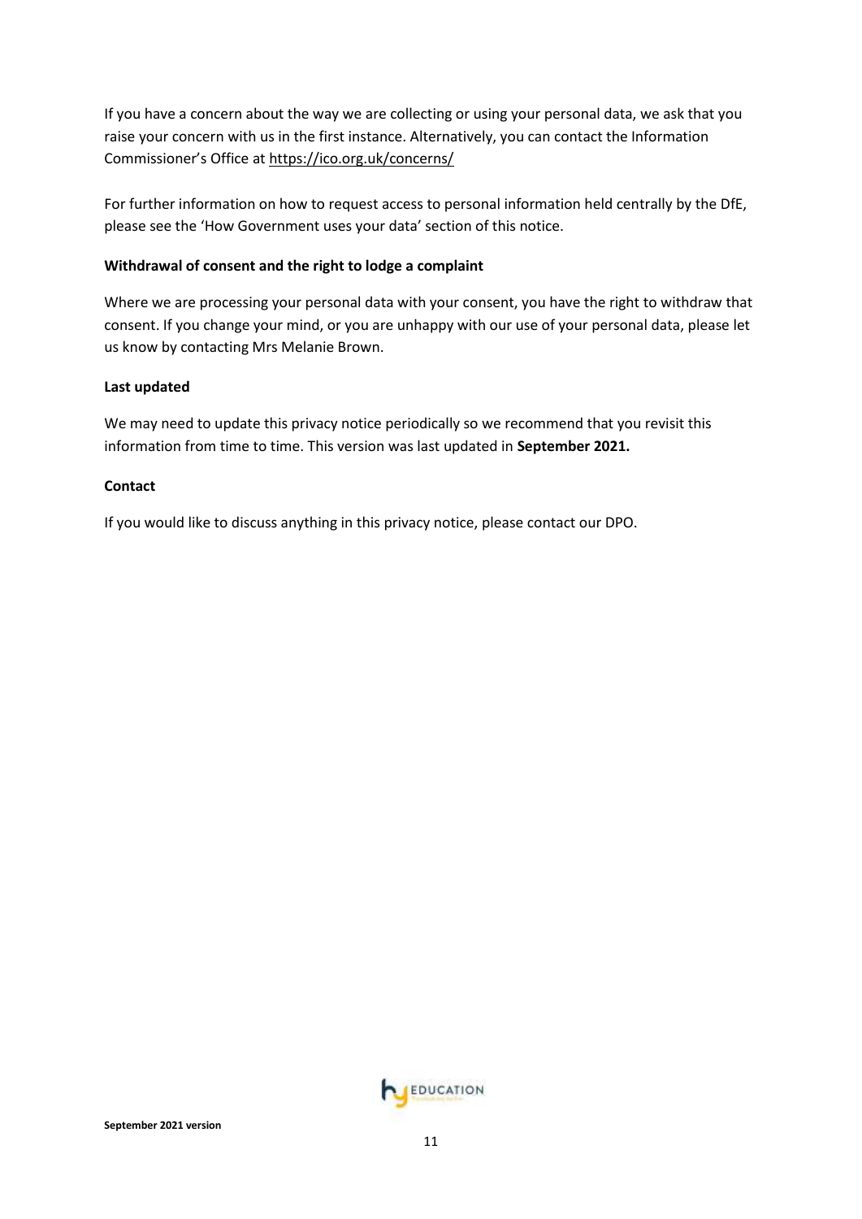If you have a concern about the way we are collecting or using your personal data, we ask that you raise your concern with us in the first instance. Alternatively, you can contact the Information Commissioner's Office at https://ico.org.uk/concerns/

For further information on how to request access to personal information held centrally by the DfE, please see the 'How Government uses your data' section of this notice.

**Withdrawal of consent and the right to lodge a complaint**

Where we are processing your personal data with your consent, you have the right to withdraw that consent. If you change your mind, or you are unhappy with our use of your personal data, please let us know by contacting Mrs Melanie Brown.

**Last updated**

We may need to update this privacy notice periodically so we recommend that you revisit this information from time to time. This version was last updated in **September 2021.**

**Contact**

If you would like to discuss anything in this privacy notice, please contact our DPO.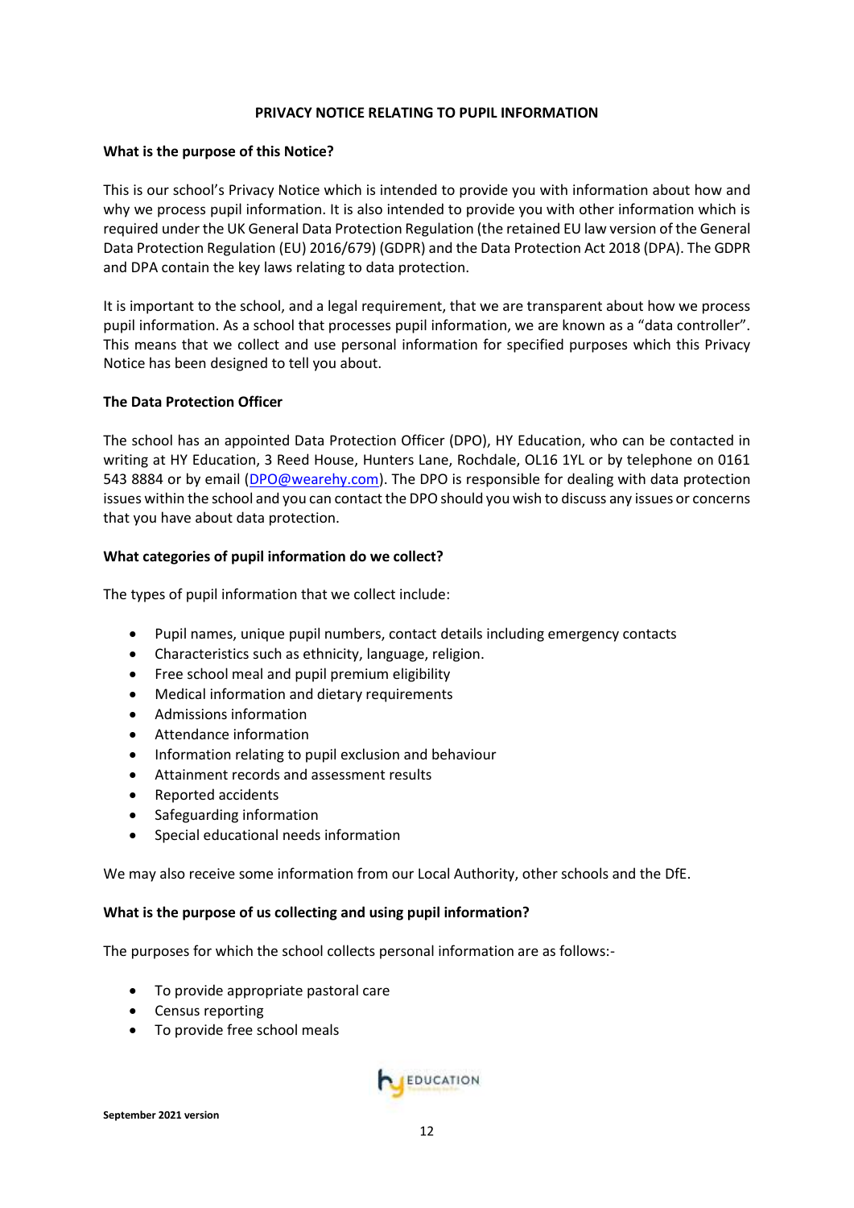**PRIVACY NOTICE RELATING TO PUPIL INFORMATION**

**What is the purpose of this Notice?**

This is our school's Privacy Notice which is intended to provide you with information about how and why we process pupil information. It is also intended to provide you with other information which is required under the UK General Data Protection Regulation (the retained EU law version of the General Data Protection Regulation (EU) 2016/679) (GDPR) and the Data Protection Act 2018 (DPA). The GDPR and DPA contain the key laws relating to data protection.

It is important to the school, and a legal requirement, that we are transparent about how we process pupil information. As a school that processes pupil information, we are known as a "data controller". This means that we collect and use personal information for specified purposes which this Privacy Notice has been designed to tell you about.

**The Data Protection Officer**

The school has an appointed Data Protection Officer (DPO), HY Education, who can be contacted in writing at HY Education, 3 Reed House, Hunters Lane, Rochdale, OL16 1YL or by telephone on 0161 543 8884 or by email (DPO@wearehy.com). The DPO is responsible for dealing with data protection issues within the school and you can contact the DPO should you wish to discuss any issues or concerns that you have about data protection.

**What categories of pupil information do we collect?**

The types of pupil information that we collect include:

- Pupil names, unique pupil numbers, contact details including emergency contacts
- Characteristics such as ethnicity, language, religion.
- Free school meal and pupil premium eligibility
- Medical information and dietary requirements
- Admissions information
- Attendance information
- Information relating to pupil exclusion and behaviour
- Attainment records and assessment results
- Reported accidents
- Safeguarding information
- Special educational needs information

We may also receive some information from our Local Authority, other schools and the DfE.

**What is the purpose of us collecting and using pupil information?**

The purposes for which the school collects personal information are as follows:-

- To provide appropriate pastoral care
- Census reporting
- To provide free school meals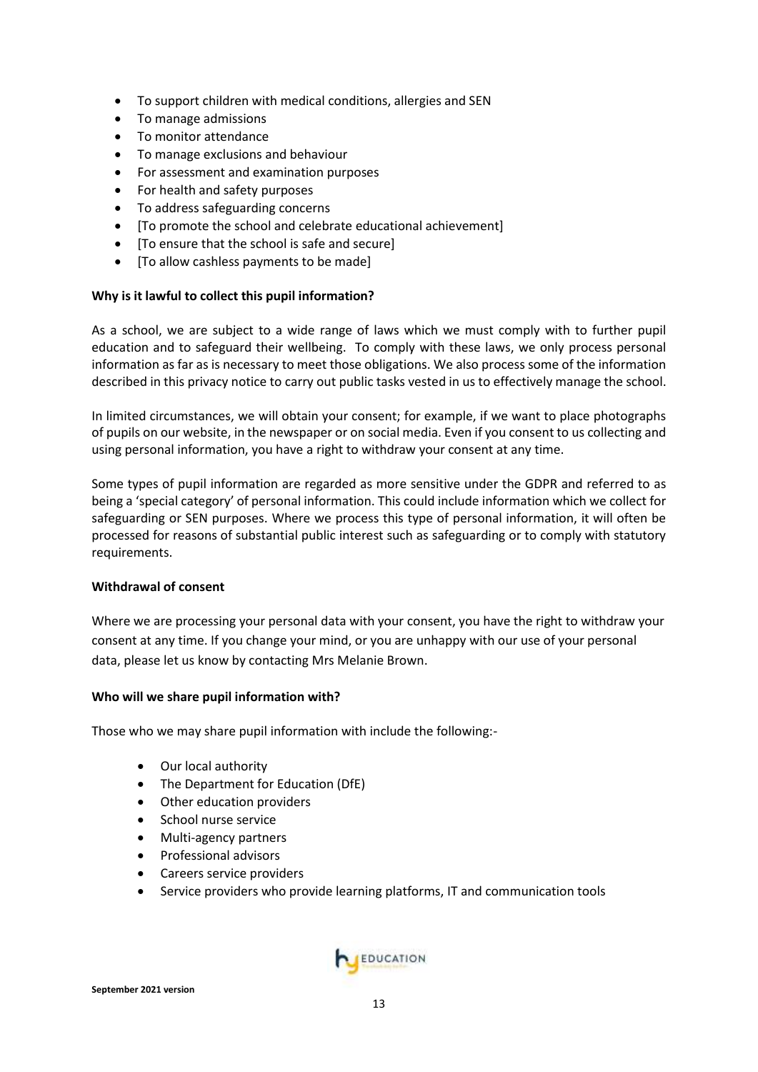- To support children with medical conditions, allergies and SEN
- To manage admissions
- To monitor attendance
- To manage exclusions and behaviour
- For assessment and examination purposes
- For health and safety purposes
- To address safeguarding concerns
- [To promote the school and celebrate educational achievement]
- [To ensure that the school is safe and secure]
- [To allow cashless payments to be made]

**Why is it lawful to collect this pupil information?**

As a school, we are subject to a wide range of laws which we must comply with to further pupil education and to safeguard their wellbeing. To comply with these laws, we only process personal information as far as is necessary to meet those obligations. We also process some of the information described in this privacy notice to carry out public tasks vested in us to effectively manage the school.

In limited circumstances, we will obtain your consent; for example, if we want to place photographs of pupils on our website, in the newspaper or on social media. Even if you consent to us collecting and using personal information, you have a right to withdraw your consent at any time.

Some types of pupil information are regarded as more sensitive under the GDPR and referred to as being a 'special category' of personal information. This could include information which we collect for safeguarding or SEN purposes. Where we process this type of personal information, it will often be processed for reasons of substantial public interest such as safeguarding or to comply with statutory requirements.

**Withdrawal of consent**

Where we are processing your personal data with your consent, you have the right to withdraw your consent at any time. If you change your mind, or you are unhappy with our use of your personal data, please let us know by contacting Mrs Melanie Brown.

**Who will we share pupil information with?**

Those who we may share pupil information with include the following:-

- Our local authority
- The Department for Education (DfE)
- Other education providers
- School nurse service
- Multi-agency partners
- Professional advisors
- Careers service providers
- Service providers who provide learning platforms, IT and communication tools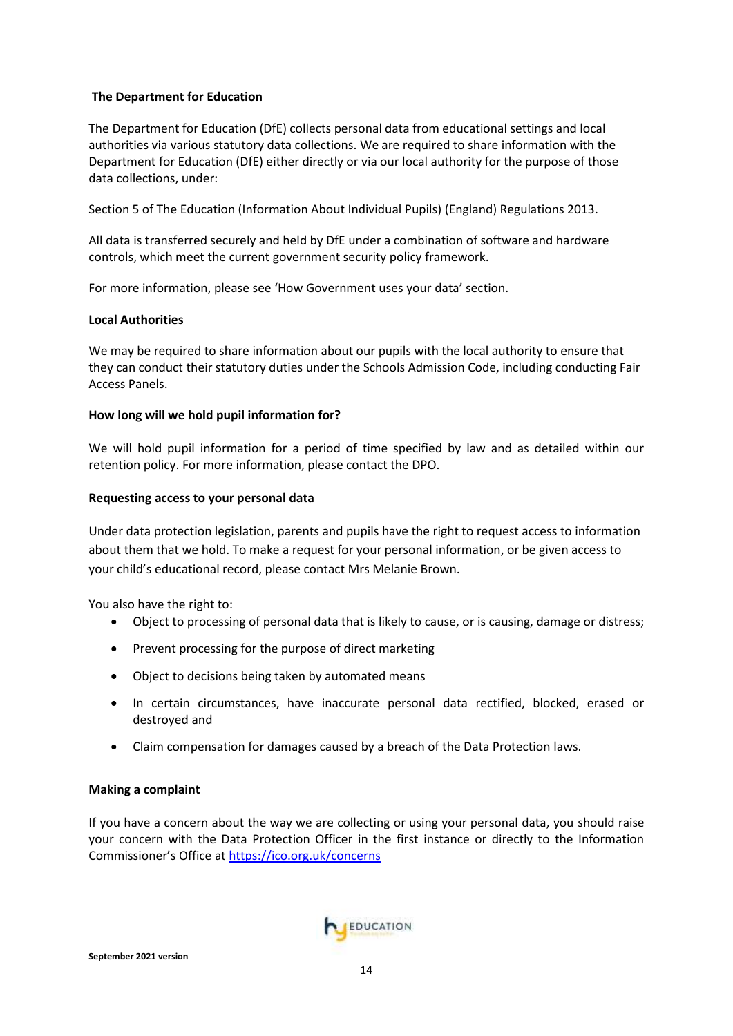**The Department for Education**

The Department for Education (DfE) collects personal data from educational settings and local authorities via various statutory data collections. We are required to share information with the Department for Education (DfE) either directly or via our local authority for the purpose of those data collections, under:

Section 5 of The Education (Information About Individual Pupils) (England) Regulations 2013.

All data is transferred securely and held by DfE under a combination of software and hardware controls, which meet the current government security policy framework.

For more information, please see 'How Government uses your data' section.

**Local Authorities**

We may be required to share information about our pupils with the local authority to ensure that they can conduct their statutory duties under the Schools Admission Code, including conducting Fair Access Panels.

**How long will we hold pupil information for?**

We will hold pupil information for a period of time specified by law and as detailed within our retention policy. For more information, please contact the DPO.

**Requesting access to your personal data**

Under data protection legislation, parents and pupils have the right to request access to information about them that we hold. To make a request for your personal information, or be given access to your child's educational record, please contact Mrs Melanie Brown.

You also have the right to:

- Object to processing of personal data that is likely to cause, or is causing, damage or distress;
- Prevent processing for the purpose of direct marketing
- Object to decisions being taken by automated means
- In certain circumstances, have inaccurate personal data rectified, blocked, erased or destroyed and
- Claim compensation for damages caused by a breach of the Data Protection laws.

**Making a complaint**

If you have a concern about the way we are collecting or using your personal data, you should raise your concern with the Data Protection Officer in the first instance or directly to the Information Commissioner's Office at https://ico.org.uk/concerns

**September 2021 version**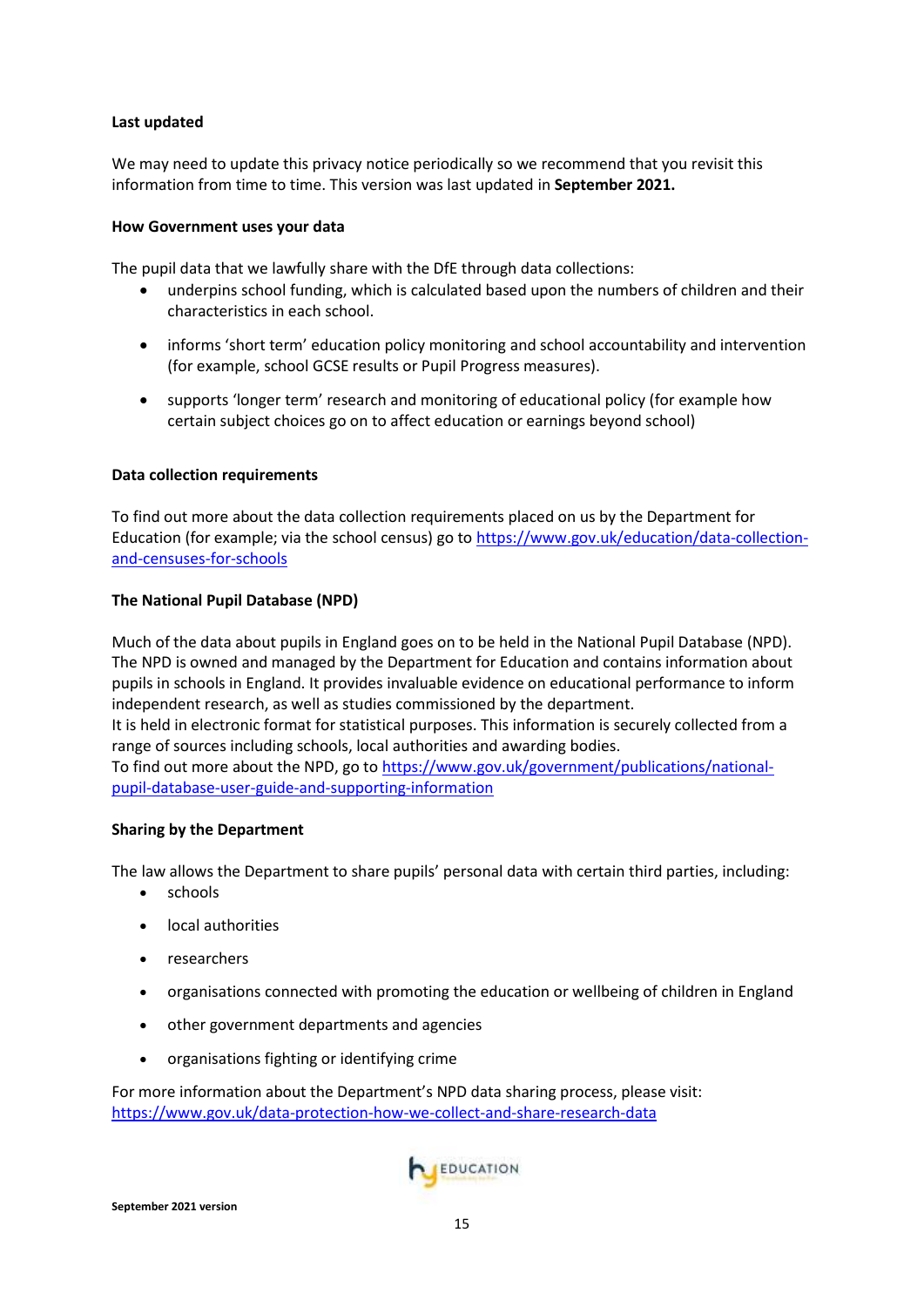**Last updated**

We may need to update this privacy notice periodically so we recommend that you revisit this information from time to time. This version was last updated in **September 2021.**

**How Government uses your data**

The pupil data that we lawfully share with the DfE through data collections:

- underpins school funding, which is calculated based upon the numbers of children and their characteristics in each school.
- informs 'short term' education policy monitoring and school accountability and intervention (for example, school GCSE results or Pupil Progress measures).
- supports 'longer term' research and monitoring of educational policy (for example how certain subject choices go on to affect education or earnings beyond school)

**Data collection requirements**

To find out more about the data collection requirements placed on us by the Department for Education (for example; via the school census) go to https://www.gov.uk/education/data-collection-and-censuses-for-schools

**The National Pupil Database (NPD)**

Much of the data about pupils in England goes on to be held in the National Pupil Database (NPD). The NPD is owned and managed by the Department for Education and contains information about pupils in schools in England. It provides invaluable evidence on educational performance to inform independent research, as well as studies commissioned by the department.
It is held in electronic format for statistical purposes. This information is securely collected from a range of sources including schools, local authorities and awarding bodies.
To find out more about the NPD, go to https://www.gov.uk/government/publications/national-pupil-database-user-guide-and-supporting-information

**Sharing by the Department**

The law allows the Department to share pupils' personal data with certain third parties, including:

- schools
- local authorities
- researchers
- organisations connected with promoting the education or wellbeing of children in England
- other government departments and agencies
- organisations fighting or identifying crime

For more information about the Department's NPD data sharing process, please visit: https://www.gov.uk/data-protection-how-we-collect-and-share-research-data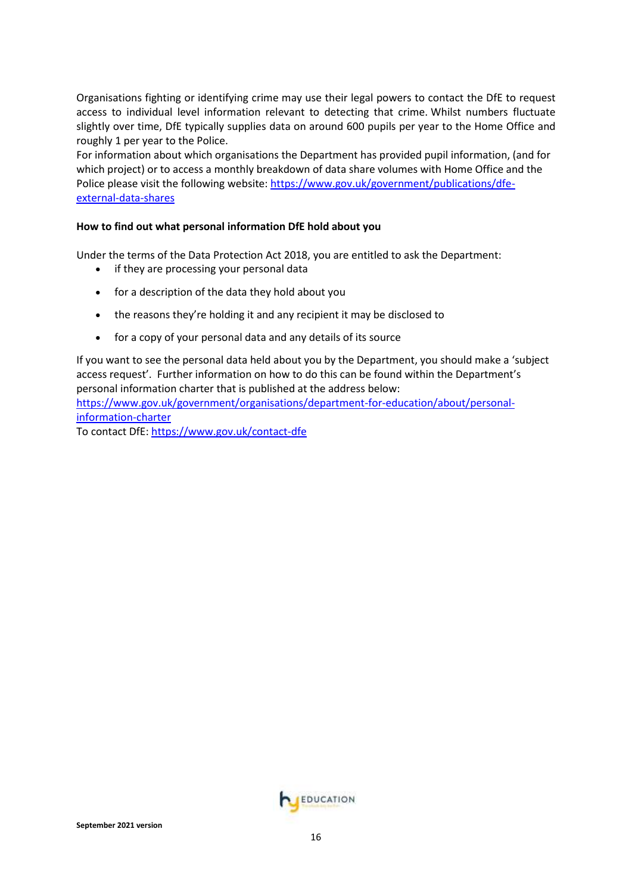Organisations fighting or identifying crime may use their legal powers to contact the DfE to request access to individual level information relevant to detecting that crime. Whilst numbers fluctuate slightly over time, DfE typically supplies data on around 600 pupils per year to the Home Office and roughly 1 per year to the Police.

For information about which organisations the Department has provided pupil information, (and for which project) or to access a monthly breakdown of data share volumes with Home Office and the Police please visit the following website: [https://www.gov.uk/government/publications/dfe-external-data-shares](https://www.gov.uk/government/publications/dfe-external-data-shares)

**How to find out what personal information DfE hold about you**

Under the terms of the Data Protection Act 2018, you are entitled to ask the Department:

- if they are processing your personal data
- for a description of the data they hold about you
- the reasons they're holding it and any recipient it may be disclosed to
- for a copy of your personal data and any details of its source

If you want to see the personal data held about you by the Department, you should make a 'subject access request'. Further information on how to do this can be found within the Department's personal information charter that is published at the address below:
[https://www.gov.uk/government/organisations/department-for-education/about/personal-information-charter](https://www.gov.uk/government/organisations/department-for-education/about/personal-information-charter)
To contact DfE: [https://www.gov.uk/contact-dfe](https://www.gov.uk/contact-dfe)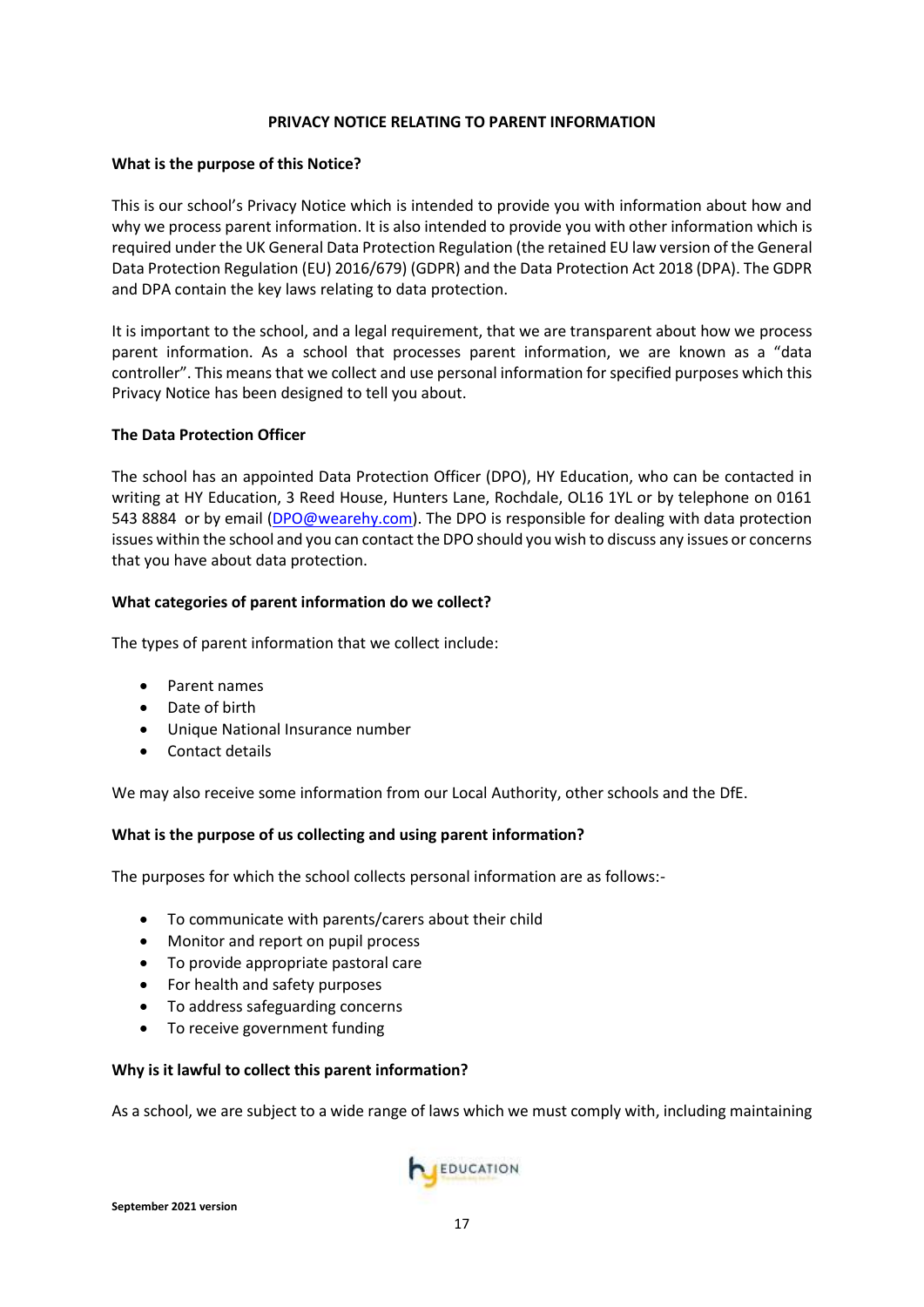## PRIVACY NOTICE RELATING TO PARENT INFORMATION

### What is the purpose of this Notice?

This is our school's Privacy Notice which is intended to provide you with information about how and why we process parent information. It is also intended to provide you with other information which is required under the UK General Data Protection Regulation (the retained EU law version of the General Data Protection Regulation (EU) 2016/679) (GDPR) and the Data Protection Act 2018 (DPA). The GDPR and DPA contain the key laws relating to data protection.

It is important to the school, and a legal requirement, that we are transparent about how we process parent information. As a school that processes parent information, we are known as a "data controller". This means that we collect and use personal information for specified purposes which this Privacy Notice has been designed to tell you about.

### The Data Protection Officer

The school has an appointed Data Protection Officer (DPO), HY Education, who can be contacted in writing at HY Education, 3 Reed House, Hunters Lane, Rochdale, OL16 1YL or by telephone on 0161 543 8884 or by email (DPO@wearehy.com). The DPO is responsible for dealing with data protection issues within the school and you can contact the DPO should you wish to discuss any issues or concerns that you have about data protection.

### What categories of parent information do we collect?

The types of parent information that we collect include:

- Parent names
- Date of birth
- Unique National Insurance number
- Contact details

We may also receive some information from our Local Authority, other schools and the DfE.

### What is the purpose of us collecting and using parent information?

The purposes for which the school collects personal information are as follows:-

- To communicate with parents/carers about their child
- Monitor and report on pupil process
- To provide appropriate pastoral care
- For health and safety purposes
- To address safeguarding concerns
- To receive government funding

### Why is it lawful to collect this parent information?

As a school, we are subject to a wide range of laws which we must comply with, including maintaining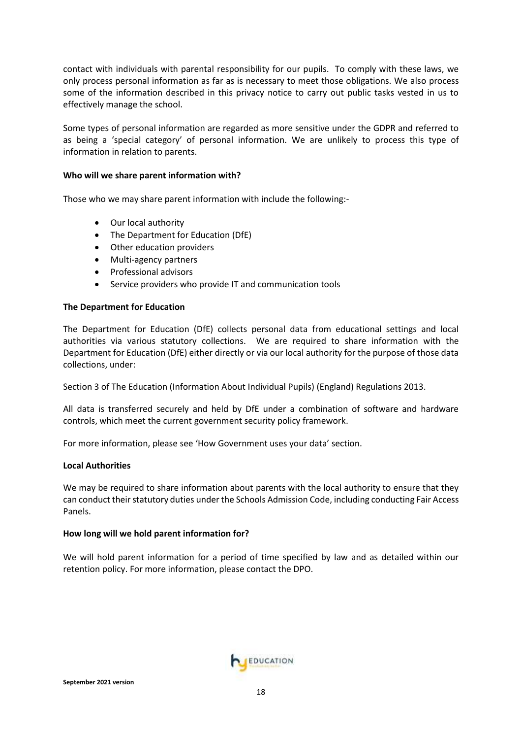contact with individuals with parental responsibility for our pupils. To comply with these laws, we only process personal information as far as is necessary to meet those obligations. We also process some of the information described in this privacy notice to carry out public tasks vested in us to effectively manage the school.

Some types of personal information are regarded as more sensitive under the GDPR and referred to as being a 'special category' of personal information. We are unlikely to process this type of information in relation to parents.

**Who will we share parent information with?**

Those who we may share parent information with include the following:-

- Our local authority
- The Department for Education (DfE)
- Other education providers
- Multi-agency partners
- Professional advisors
- Service providers who provide IT and communication tools

**The Department for Education**

The Department for Education (DfE) collects personal data from educational settings and local authorities via various statutory collections. We are required to share information with the Department for Education (DfE) either directly or via our local authority for the purpose of those data collections, under:

Section 3 of The Education (Information About Individual Pupils) (England) Regulations 2013.

All data is transferred securely and held by DfE under a combination of software and hardware controls, which meet the current government security policy framework.

For more information, please see 'How Government uses your data' section.

**Local Authorities**

We may be required to share information about parents with the local authority to ensure that they can conduct their statutory duties under the Schools Admission Code, including conducting Fair Access Panels.

**How long will we hold parent information for?**

We will hold parent information for a period of time specified by law and as detailed within our retention policy. For more information, please contact the DPO.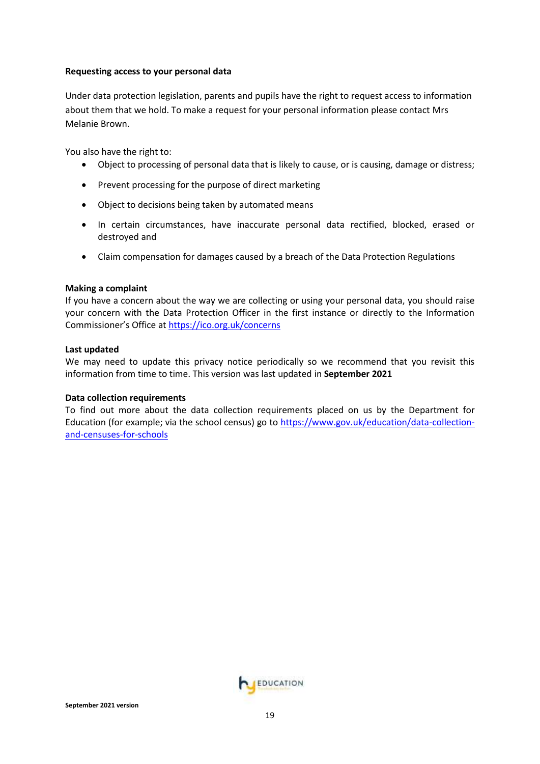**Requesting access to your personal data**

Under data protection legislation, parents and pupils have the right to request access to information about them that we hold. To make a request for your personal information please contact Mrs Melanie Brown.

You also have the right to:

- Object to processing of personal data that is likely to cause, or is causing, damage or distress;
- Prevent processing for the purpose of direct marketing
- Object to decisions being taken by automated means
- In certain circumstances, have inaccurate personal data rectified, blocked, erased or destroyed and
- Claim compensation for damages caused by a breach of the Data Protection Regulations

**Making a complaint**

If you have a concern about the way we are collecting or using your personal data, you should raise your concern with the Data Protection Officer in the first instance or directly to the Information Commissioner's Office at https://ico.org.uk/concerns

**Last updated**

We may need to update this privacy notice periodically so we recommend that you revisit this information from time to time. This version was last updated in **September 2021**

**Data collection requirements**

To find out more about the data collection requirements placed on us by the Department for Education (for example; via the school census) go to https://www.gov.uk/education/data-collection-and-censuses-for-schools